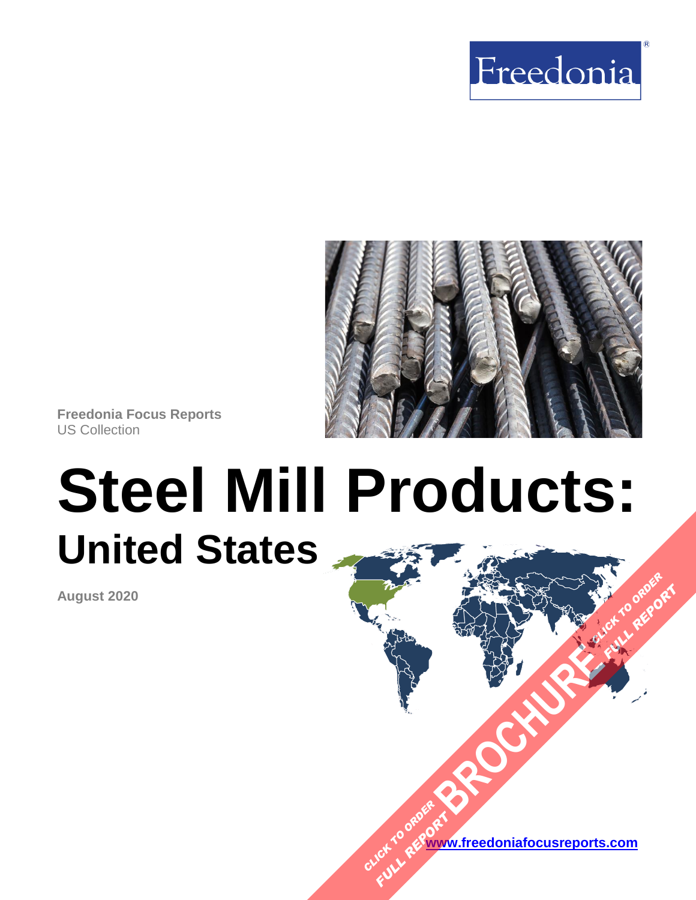Freedonia

Freedonia Focus Reports
US Collection

# Steel Mill Products:
## United States

**August 2020**

CLICK TO ORDER FULL REPORT BROCHURE CLICK TO ORDER FULL REPORT

[www.freedoniafocusreports.com](http://www.freedoniafocusreports.com)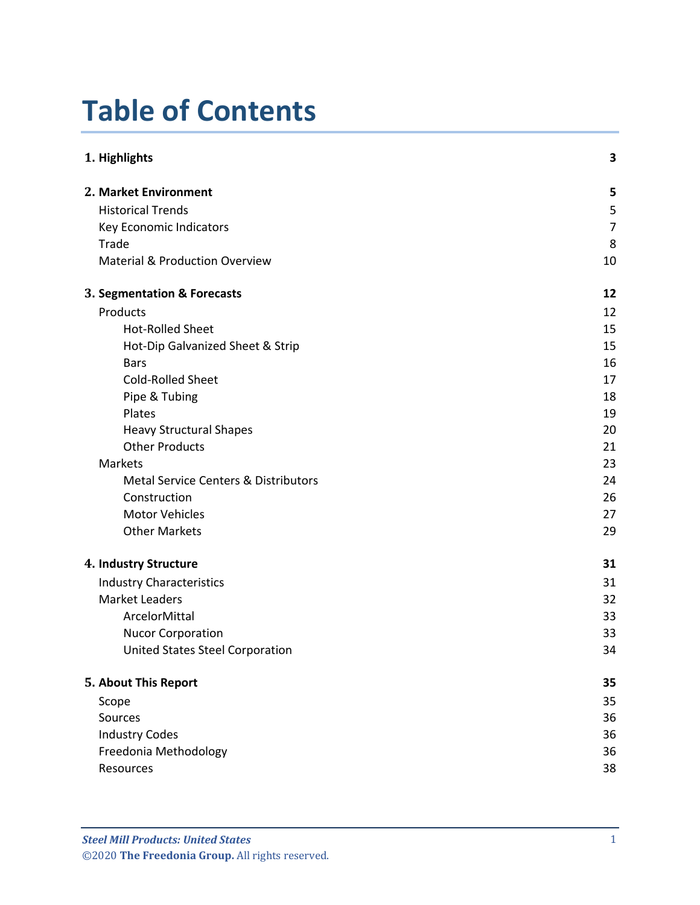# Table of Contents

| | |
|---|---|
| **1. Highlights** | **3** |
| **2. Market Environment** | **5** |
| Historical Trends | 5 |
| Key Economic Indicators | 7 |
| Trade | 8 |
| Material & Production Overview | 10 |
| **3. Segmentation & Forecasts** | **12** |
| Products | 12 |
| Hot-Rolled Sheet | 15 |
| Hot-Dip Galvanized Sheet & Strip | 15 |
| Bars | 16 |
| Cold-Rolled Sheet | 17 |
| Pipe & Tubing | 18 |
| Plates | 19 |
| Heavy Structural Shapes | 20 |
| Other Products | 21 |
| Markets | 23 |
| Metal Service Centers & Distributors | 24 |
| Construction | 26 |
| Motor Vehicles | 27 |
| Other Markets | 29 |
| **4. Industry Structure** | **31** |
| Industry Characteristics | 31 |
| Market Leaders | 32 |
| ArcelorMittal | 33 |
| Nucor Corporation | 33 |
| United States Steel Corporation | 34 |
| **5. About This Report** | **35** |
| Scope | 35 |
| Sources | 36 |
| Industry Codes | 36 |
| Freedonia Methodology | 36 |
| Resources | 38 |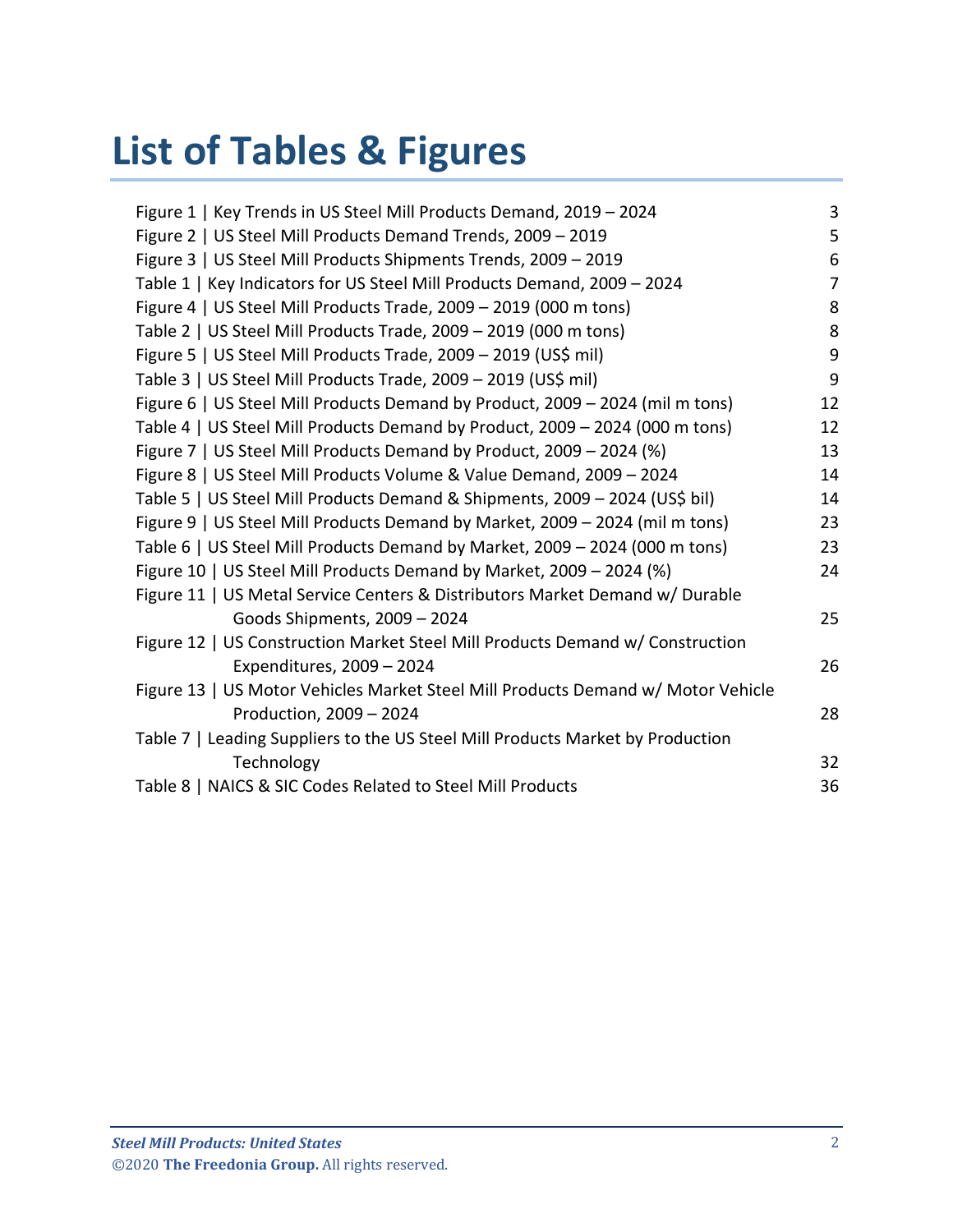# List of Tables & Figures

| | |
|---|---|
| Figure 1 \| Key Trends in US Steel Mill Products Demand, 2019 – 2024 | 3 |
| Figure 2 \| US Steel Mill Products Demand Trends, 2009 – 2019 | 5 |
| Figure 3 \| US Steel Mill Products Shipments Trends, 2009 – 2019 | 6 |
| Table 1 \| Key Indicators for US Steel Mill Products Demand, 2009 – 2024 | 7 |
| Figure 4 \| US Steel Mill Products Trade, 2009 – 2019 (000 m tons) | 8 |
| Table 2 \| US Steel Mill Products Trade, 2009 – 2019 (000 m tons) | 8 |
| Figure 5 \| US Steel Mill Products Trade, 2009 – 2019 (US$ mil) | 9 |
| Table 3 \| US Steel Mill Products Trade, 2009 – 2019 (US$ mil) | 9 |
| Figure 6 \| US Steel Mill Products Demand by Product, 2009 – 2024 (mil m tons) | 12 |
| Table 4 \| US Steel Mill Products Demand by Product, 2009 – 2024 (000 m tons) | 12 |
| Figure 7 \| US Steel Mill Products Demand by Product, 2009 – 2024 (%) | 13 |
| Figure 8 \| US Steel Mill Products Volume & Value Demand, 2009 – 2024 | 14 |
| Table 5 \| US Steel Mill Products Demand & Shipments, 2009 – 2024 (US$ bil) | 14 |
| Figure 9 \| US Steel Mill Products Demand by Market, 2009 – 2024 (mil m tons) | 23 |
| Table 6 \| US Steel Mill Products Demand by Market, 2009 – 2024 (000 m tons) | 23 |
| Figure 10 \| US Steel Mill Products Demand by Market, 2009 – 2024 (%) | 24 |
| Figure 11 \| US Metal Service Centers & Distributors Market Demand w/ Durable Goods Shipments, 2009 – 2024 | 25 |
| Figure 12 \| US Construction Market Steel Mill Products Demand w/ Construction Expenditures, 2009 – 2024 | 26 |
| Figure 13 \| US Motor Vehicles Market Steel Mill Products Demand w/ Motor Vehicle Production, 2009 – 2024 | 28 |
| Table 7 \| Leading Suppliers to the US Steel Mill Products Market by Production Technology | 32 |
| Table 8 \| NAICS & SIC Codes Related to Steel Mill Products | 36 |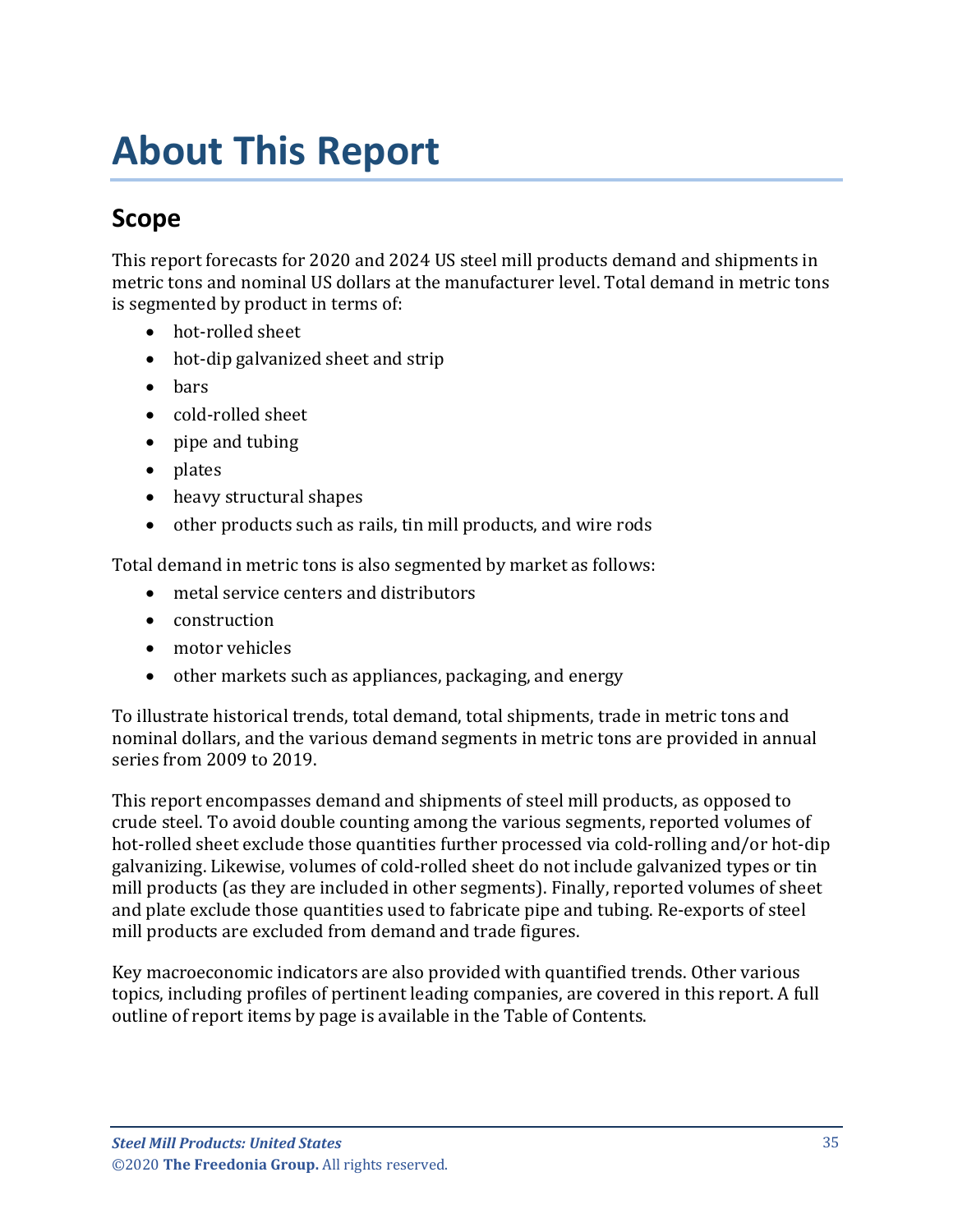# About This Report

## Scope

This report forecasts for 2020 and 2024 US steel mill products demand and shipments in metric tons and nominal US dollars at the manufacturer level. Total demand in metric tons is segmented by product in terms of:

- hot-rolled sheet
- hot-dip galvanized sheet and strip
- bars
- cold-rolled sheet
- pipe and tubing
- plates
- heavy structural shapes
- other products such as rails, tin mill products, and wire rods

Total demand in metric tons is also segmented by market as follows:

- metal service centers and distributors
- construction
- motor vehicles
- other markets such as appliances, packaging, and energy

To illustrate historical trends, total demand, total shipments, trade in metric tons and nominal dollars, and the various demand segments in metric tons are provided in annual series from 2009 to 2019.

This report encompasses demand and shipments of steel mill products, as opposed to crude steel. To avoid double counting among the various segments, reported volumes of hot-rolled sheet exclude those quantities further processed via cold-rolling and/or hot-dip galvanizing. Likewise, volumes of cold-rolled sheet do not include galvanized types or tin mill products (as they are included in other segments). Finally, reported volumes of sheet and plate exclude those quantities used to fabricate pipe and tubing. Re-exports of steel mill products are excluded from demand and trade figures.

Key macroeconomic indicators are also provided with quantified trends. Other various topics, including profiles of pertinent leading companies, are covered in this report. A full outline of report items by page is available in the Table of Contents.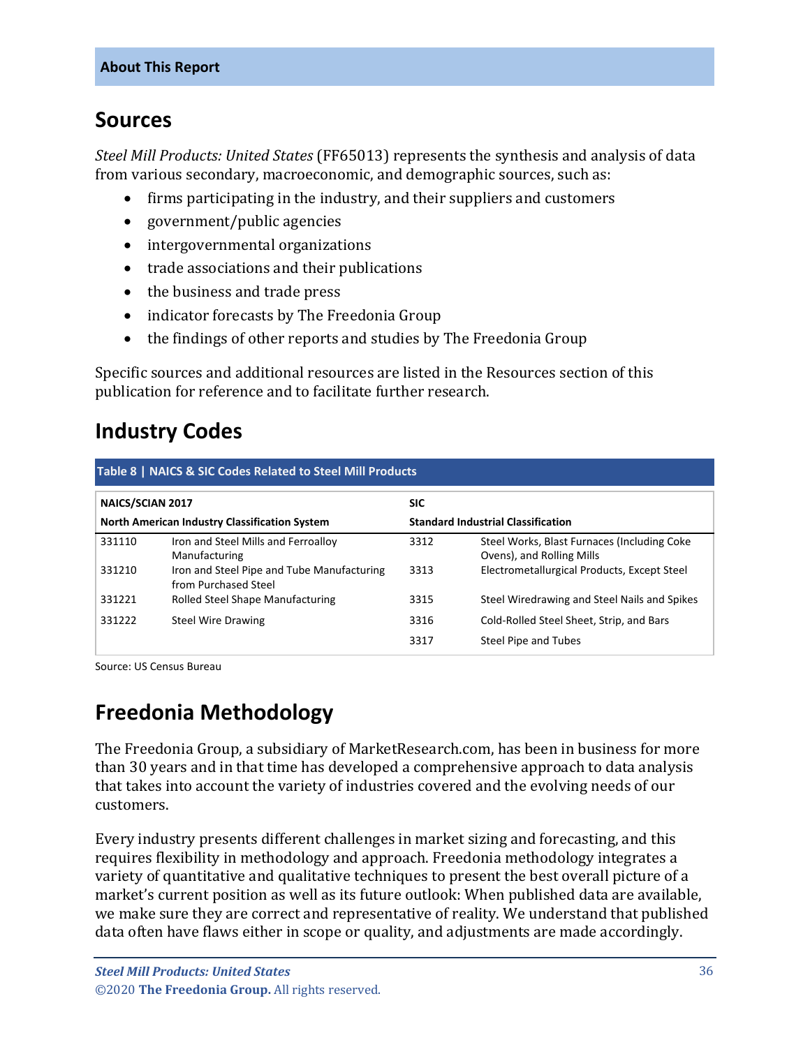About This Report

## Sources

*Steel Mill Products: United States* (FF65013) represents the synthesis and analysis of data from various secondary, macroeconomic, and demographic sources, such as:

- firms participating in the industry, and their suppliers and customers
- government/public agencies
- intergovernmental organizations
- trade associations and their publications
- the business and trade press
- indicator forecasts by The Freedonia Group
- the findings of other reports and studies by The Freedonia Group

Specific sources and additional resources are listed in the Resources section of this publication for reference and to facilitate further research.

## Industry Codes

**Table 8 | NAICS & SIC Codes Related to Steel Mill Products**

| NAICS/SCIAN 2017 North American Industry Classification System | | SIC Standard Industrial Classification | |
|---|---|---|---|
| 331110 | Iron and Steel Mills and Ferroalloy Manufacturing | 3312 | Steel Works, Blast Furnaces (Including Coke Ovens), and Rolling Mills |
| 331210 | Iron and Steel Pipe and Tube Manufacturing from Purchased Steel | 3313 | Electrometallurgical Products, Except Steel |
| 331221 | Rolled Steel Shape Manufacturing | 3315 | Steel Wiredrawing and Steel Nails and Spikes |
| 331222 | Steel Wire Drawing | 3316 | Cold-Rolled Steel Sheet, Strip, and Bars |
| | | 3317 | Steel Pipe and Tubes |

Source: US Census Bureau

## Freedonia Methodology

The Freedonia Group, a subsidiary of MarketResearch.com, has been in business for more than 30 years and in that time has developed a comprehensive approach to data analysis that takes into account the variety of industries covered and the evolving needs of our customers.

Every industry presents different challenges in market sizing and forecasting, and this requires flexibility in methodology and approach. Freedonia methodology integrates a variety of quantitative and qualitative techniques to present the best overall picture of a market's current position as well as its future outlook: When published data are available, we make sure they are correct and representative of reality. We understand that published data often have flaws either in scope or quality, and adjustments are made accordingly.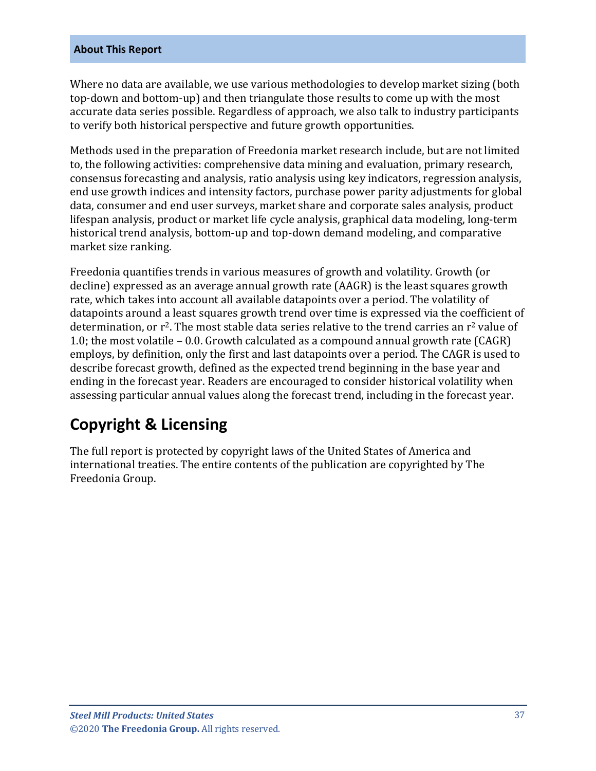**About This Report**

Where no data are available, we use various methodologies to develop market sizing (both top-down and bottom-up) and then triangulate those results to come up with the most accurate data series possible. Regardless of approach, we also talk to industry participants to verify both historical perspective and future growth opportunities.

Methods used in the preparation of Freedonia market research include, but are not limited to, the following activities: comprehensive data mining and evaluation, primary research, consensus forecasting and analysis, ratio analysis using key indicators, regression analysis, end use growth indices and intensity factors, purchase power parity adjustments for global data, consumer and end user surveys, market share and corporate sales analysis, product lifespan analysis, product or market life cycle analysis, graphical data modeling, long-term historical trend analysis, bottom-up and top-down demand modeling, and comparative market size ranking.

Freedonia quantifies trends in various measures of growth and volatility. Growth (or decline) expressed as an average annual growth rate (AAGR) is the least squares growth rate, which takes into account all available datapoints over a period. The volatility of datapoints around a least squares growth trend over time is expressed via the coefficient of determination, or $r^2$. The most stable data series relative to the trend carries an $r^2$ value of 1.0; the most volatile – 0.0. Growth calculated as a compound annual growth rate (CAGR) employs, by definition, only the first and last datapoints over a period. The CAGR is used to describe forecast growth, defined as the expected trend beginning in the base year and ending in the forecast year. Readers are encouraged to consider historical volatility when assessing particular annual values along the forecast trend, including in the forecast year.

## Copyright & Licensing

The full report is protected by copyright laws of the United States of America and international treaties. The entire contents of the publication are copyrighted by The Freedonia Group.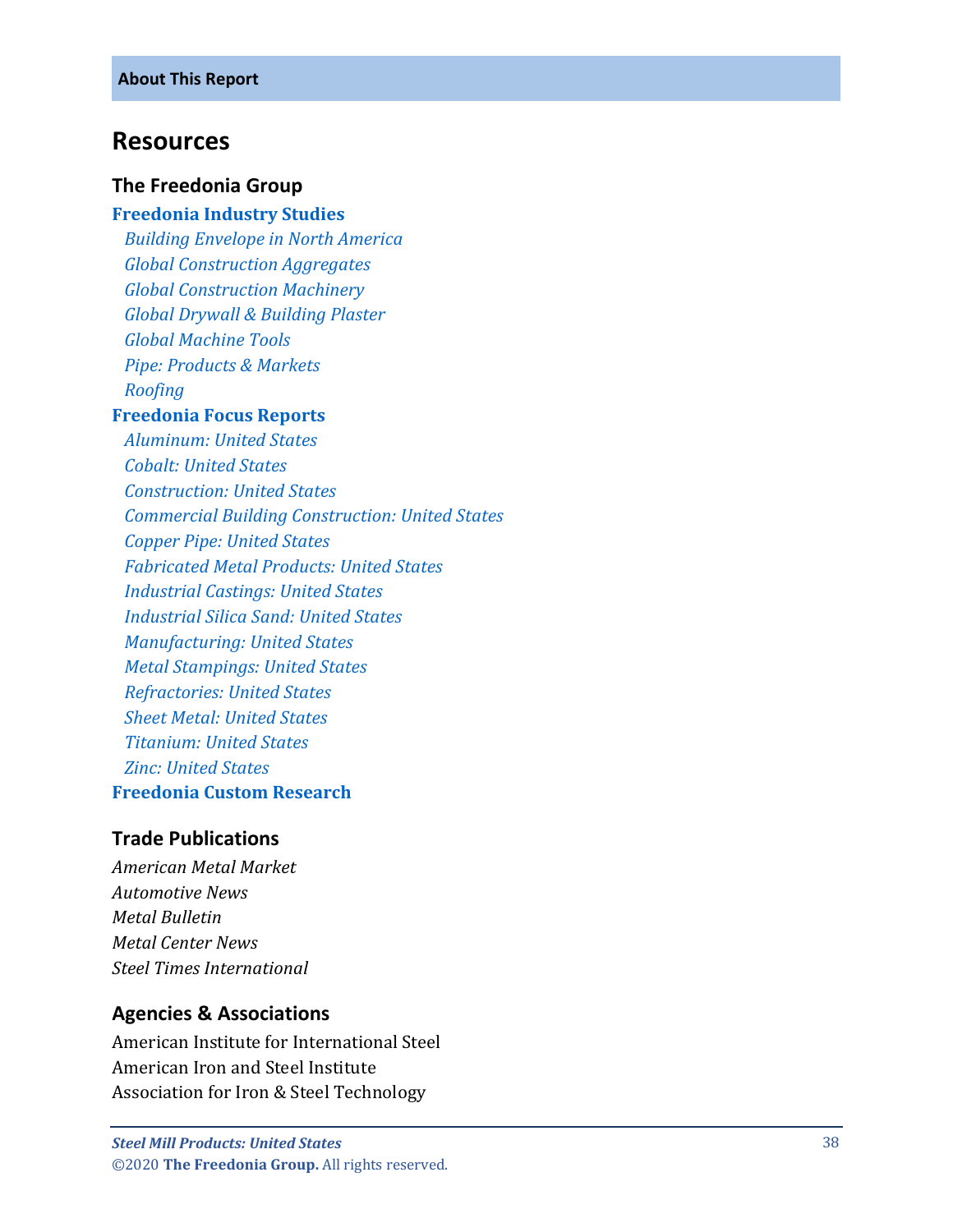**About This Report**

# Resources

## The Freedonia Group

**Freedonia Industry Studies**

- *Building Envelope in North America*
- *Global Construction Aggregates*
- *Global Construction Machinery*
- *Global Drywall & Building Plaster*
- *Global Machine Tools*
- *Pipe: Products & Markets*
- *Roofing*

**Freedonia Focus Reports**

- *Aluminum: United States*
- *Cobalt: United States*
- *Construction: United States*
- *Commercial Building Construction: United States*
- *Copper Pipe: United States*
- *Fabricated Metal Products: United States*
- *Industrial Castings: United States*
- *Industrial Silica Sand: United States*
- *Manufacturing: United States*
- *Metal Stampings: United States*
- *Refractories: United States*
- *Sheet Metal: United States*
- *Titanium: United States*
- *Zinc: United States*

**Freedonia Custom Research**

## Trade Publications

*American Metal Market*
*Automotive News*
*Metal Bulletin*
*Metal Center News*
*Steel Times International*

## Agencies & Associations

American Institute for International Steel
American Iron and Steel Institute
Association for Iron & Steel Technology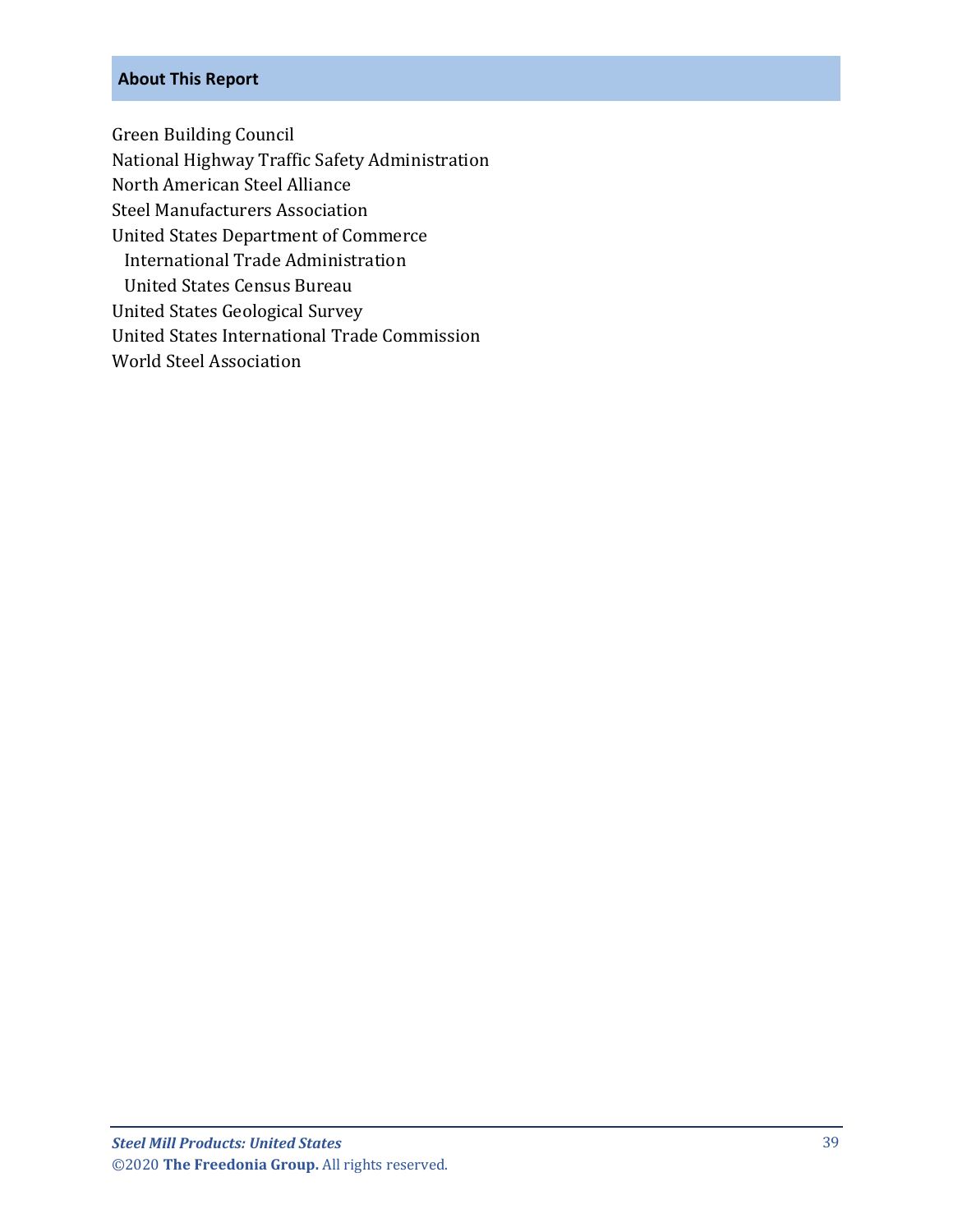## About This Report

Green Building Council
National Highway Traffic Safety Administration
North American Steel Alliance
Steel Manufacturers Association
United States Department of Commerce
  International Trade Administration
  United States Census Bureau
United States Geological Survey
United States International Trade Commission
World Steel Association